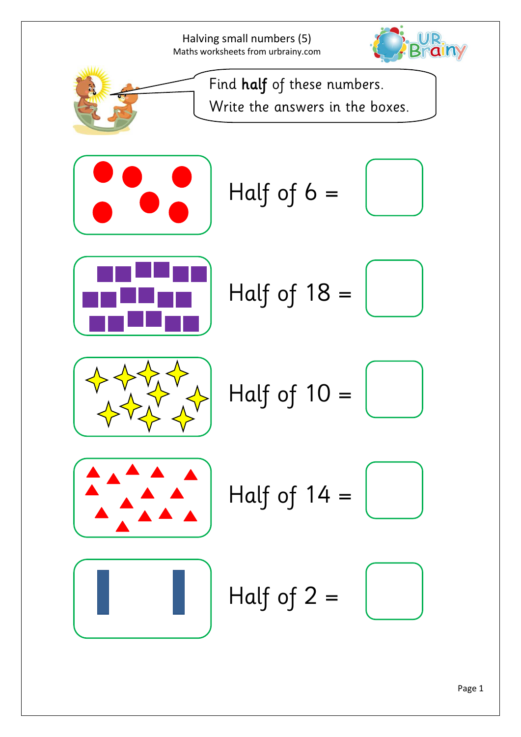# Halving small numbers (5)

Maths worksheets from urbrainy.com

Find **half** of these numbers.
Write the answers in the boxes.

Half of 6 =

Half of 18 =

Half of 10 =

Half of 14 =

Half of 2 =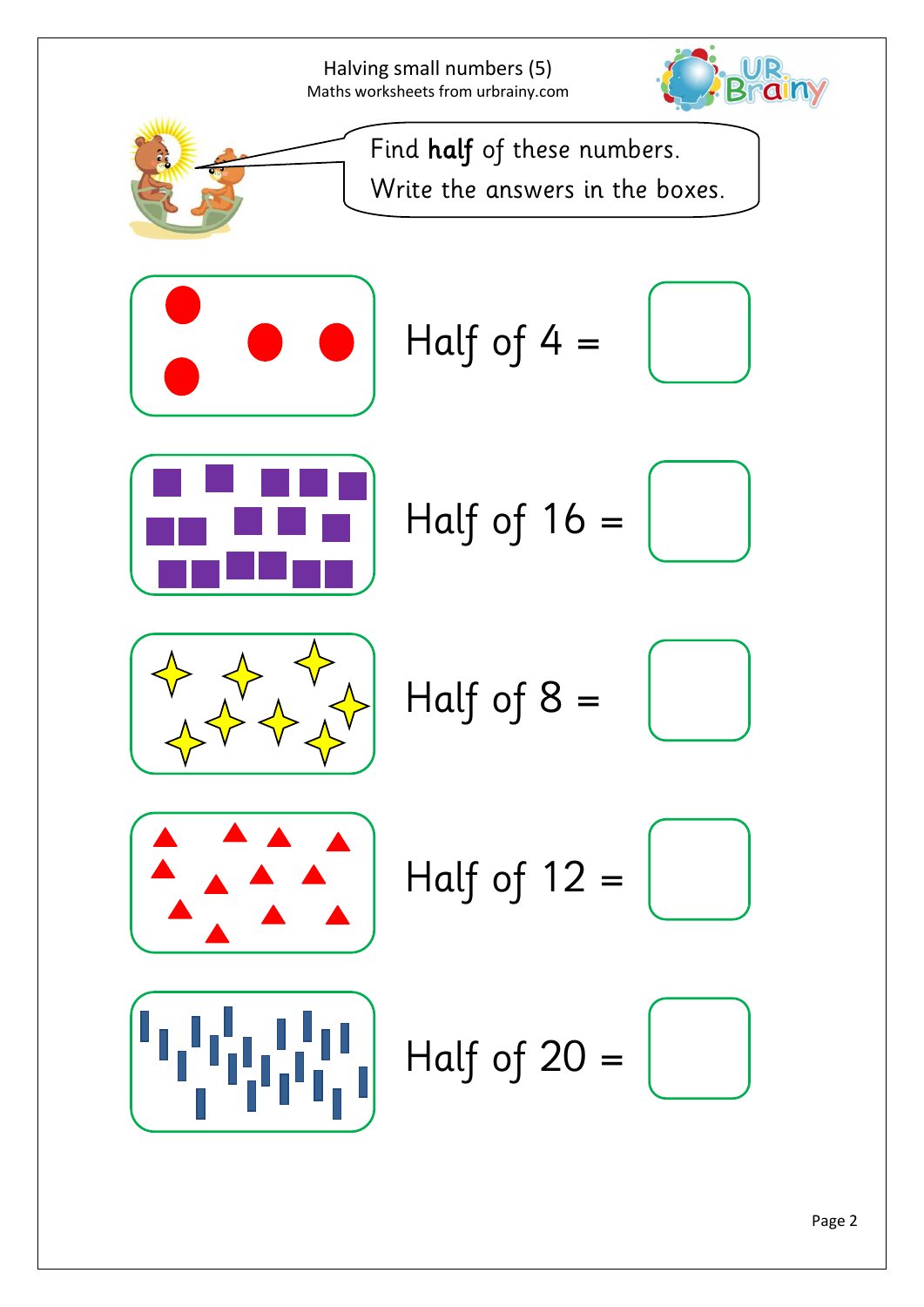# Halving small numbers (5)

Maths worksheets from urbrainy.com

Find **half** of these numbers.
Write the answers in the boxes.

Half of 4 =

Half of 16 =

Half of 8 =

Half of 12 =

Half of 20 =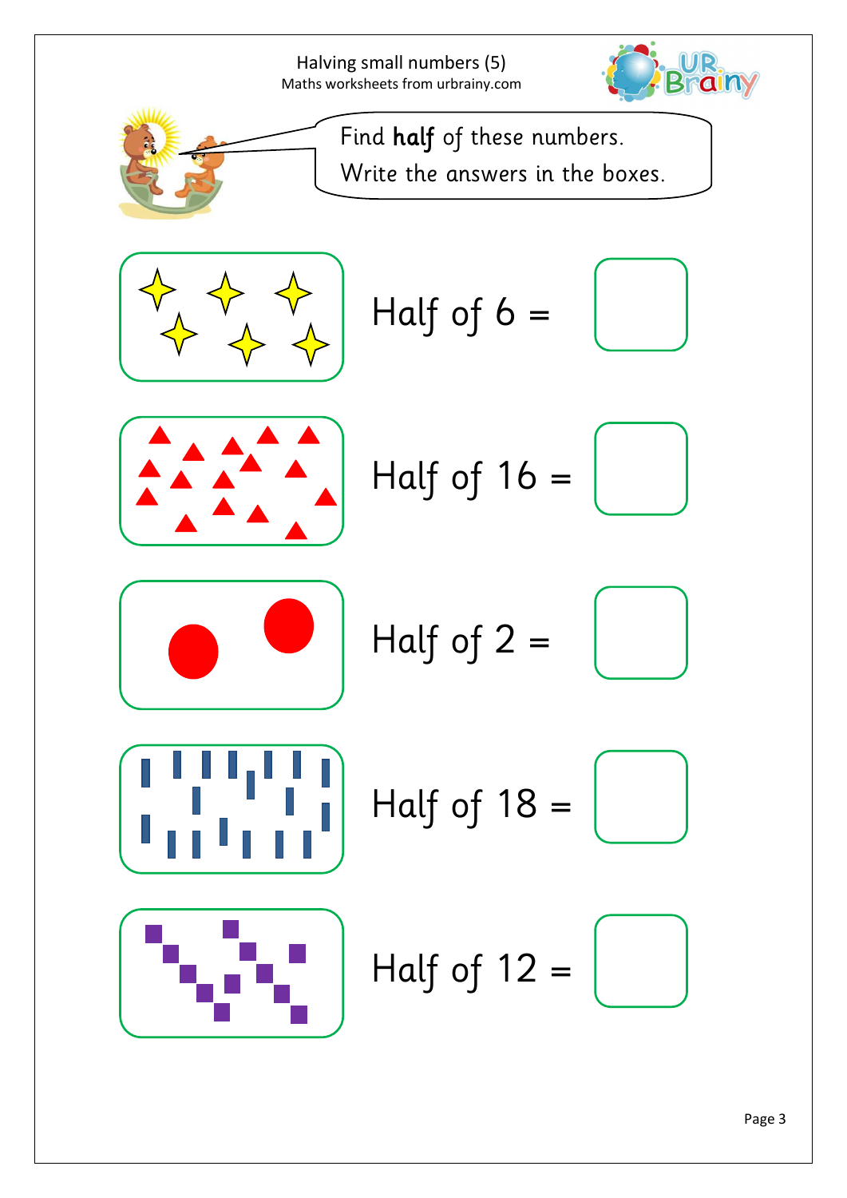# Halving small numbers (5)

Maths worksheets from urbrainy.com

Find **half** of these numbers.
Write the answers in the boxes.

Half of 6 =

Half of 16 =

Half of 2 =

Half of 18 =

Half of 12 =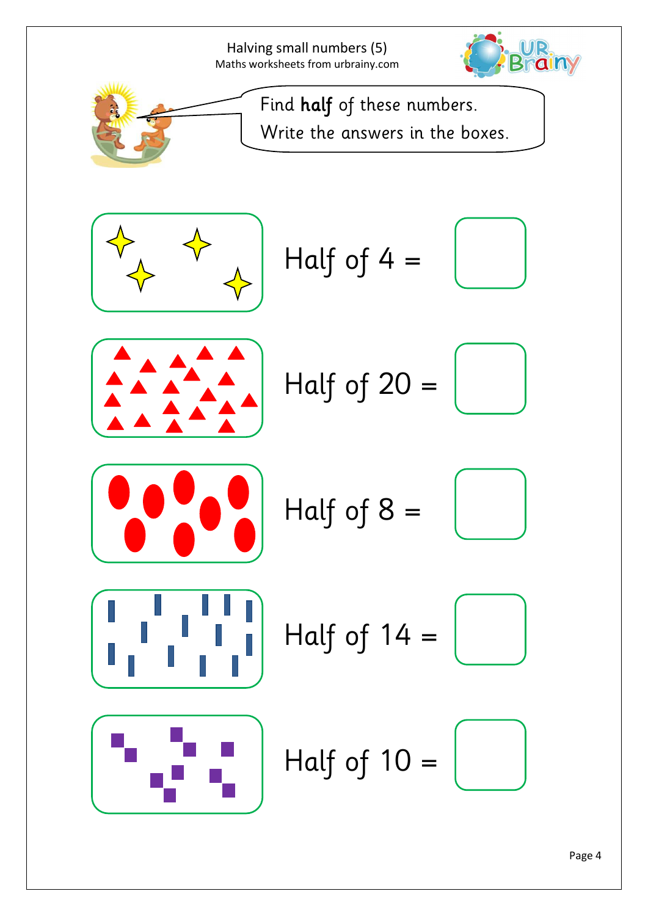# Halving small numbers (5)

Maths worksheets from urbrainy.com

Find **half** of these numbers.
Write the answers in the boxes.

Half of 4 =

Half of 20 =

Half of 8 =

Half of 14 =

Half of 10 =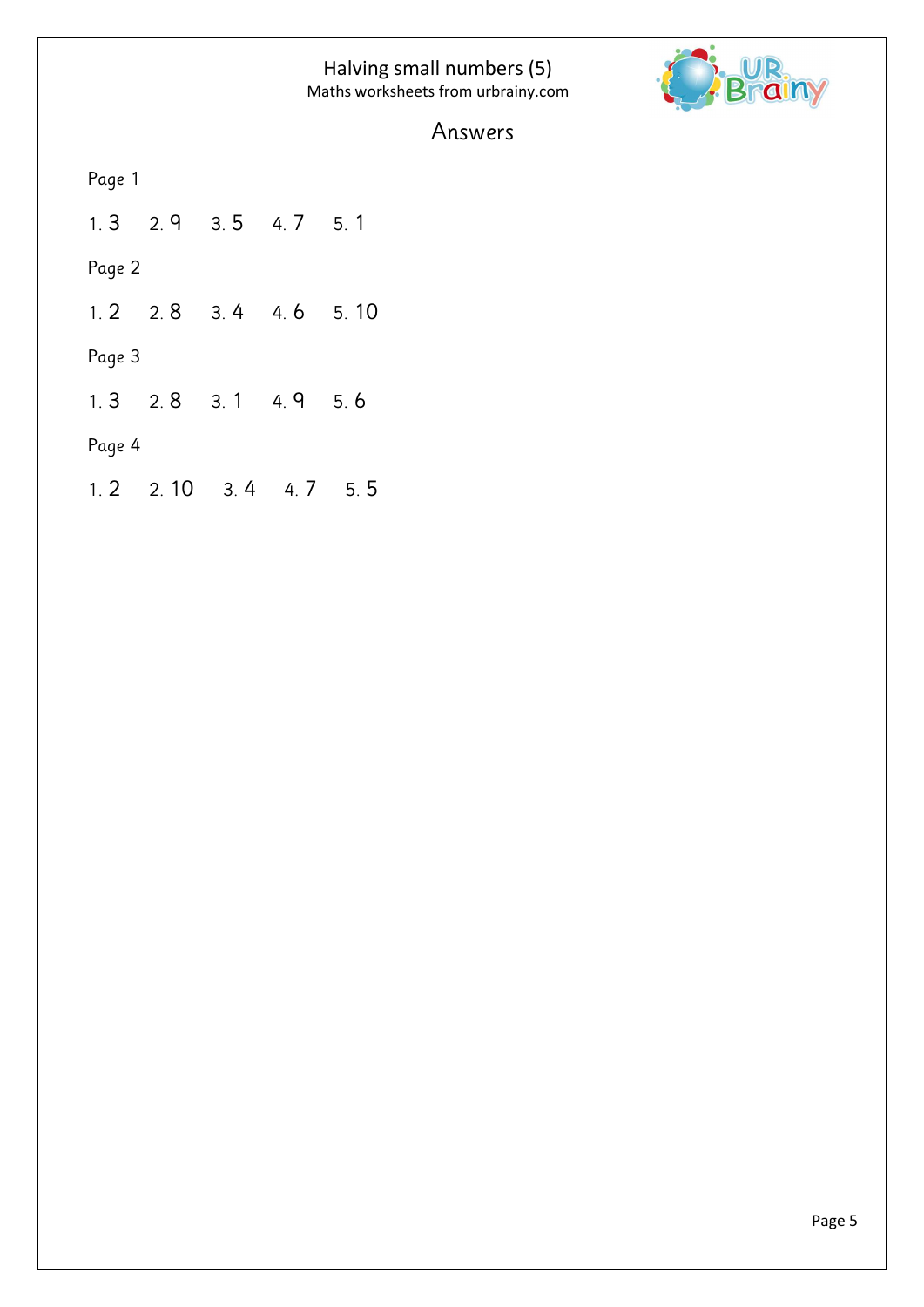Halving small numbers (5)

Maths worksheets from urbrainy.com

## Answers

Page 1

1. 3  2. 9  3. 5  4. 7  5. 1

Page 2

1. 2  2. 8  3. 4  4. 6  5. 10

Page 3

1. 3  2. 8  3. 1  4. 9  5. 6

Page 4

1. 2  2. 10  3. 4  4. 7  5. 5